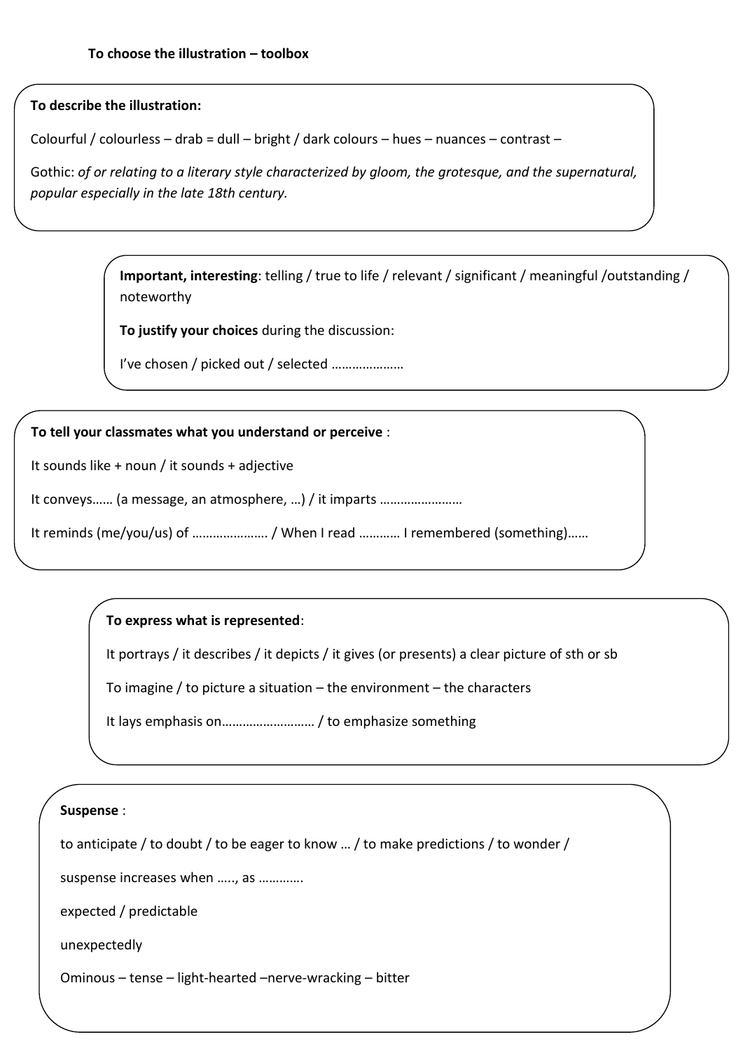**To choose the illustration – toolbox**

**To describe the illustration:**

Colourful / colourless – drab = dull – bright / dark colours – hues – nuances – contrast –

Gothic: *of or relating to a literary style characterized by gloom, the grotesque, and the supernatural, popular especially in the late 18th century.*

**Important, interesting**: telling / true to life / relevant / significant / meaningful /outstanding / noteworthy

**To justify your choices** during the discussion:

I've chosen / picked out / selected …………………

**To tell your classmates what you understand or perceive** :

It sounds like + noun / it sounds + adjective

It conveys…… (a message, an atmosphere, …) / it imparts ……………………

It reminds (me/you/us) of …………………. / When I read ………… I remembered (something)……

**To express what is represented**:

It portrays / it describes / it depicts / it gives (or presents) a clear picture of sth or sb

To imagine / to picture a situation – the environment – the characters

It lays emphasis on……………………… / to emphasize something

**Suspense** :

to anticipate / to doubt / to be eager to know … / to make predictions / to wonder /

suspense increases when ….., as …………

expected / predictable

unexpectedly

Ominous – tense – light-hearted –nerve-wracking – bitter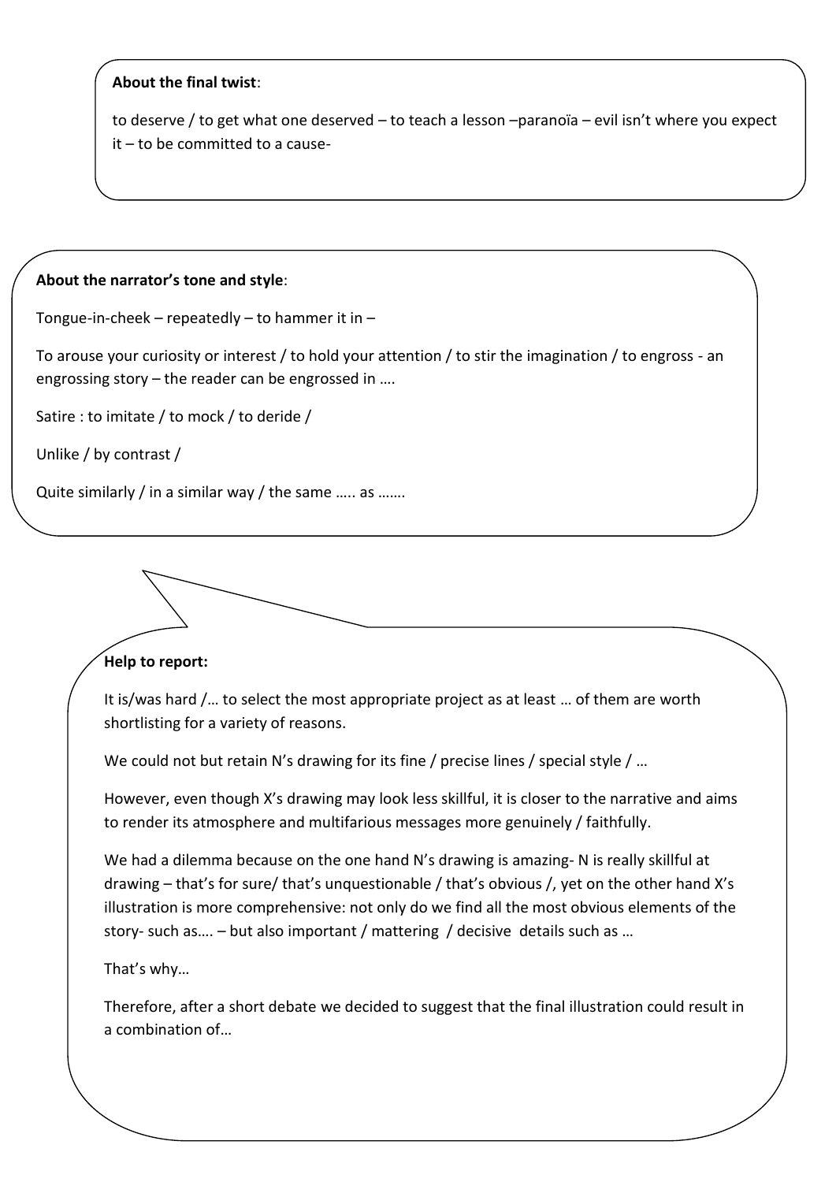**About the final twist**:

to deserve / to get what one deserved – to teach a lesson –paranoïa – evil isn't where you expect it – to be committed to a cause-

**About the narrator's tone and style**:

Tongue-in-cheek – repeatedly – to hammer it in –

To arouse your curiosity or interest / to hold your attention / to stir the imagination / to engross - an engrossing story – the reader can be engrossed in ….

Satire : to imitate / to mock / to deride /

Unlike / by contrast /

Quite similarly / in a similar way / the same ….. as …….

**Help to report:**

It is/was hard /… to select the most appropriate project as at least … of them are worth shortlisting for a variety of reasons.

We could not but retain N's drawing for its fine / precise lines / special style / …

However, even though X's drawing may look less skillful, it is closer to the narrative and aims to render its atmosphere and multifarious messages more genuinely / faithfully.

We had a dilemma because on the one hand N's drawing is amazing- N is really skillful at drawing – that's for sure/ that's unquestionable / that's obvious /, yet on the other hand X's illustration is more comprehensive: not only do we find all the most obvious elements of the story- such as…. – but also important / mattering / decisive details such as …

That's why…

Therefore, after a short debate we decided to suggest that the final illustration could result in a combination of…